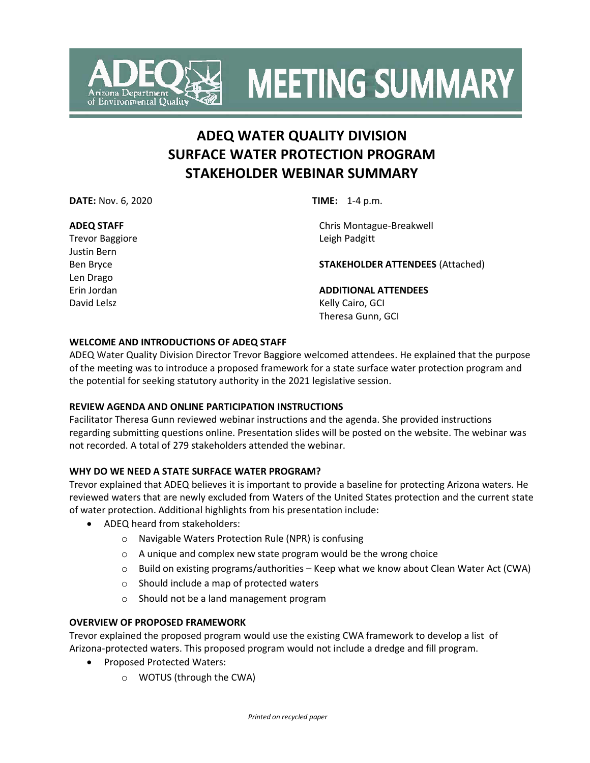# MEETING SUMMARY

## ADEQ WATER QUALITY DIVISION
## SURFACE WATER PROTECTION PROGRAM
## STAKEHOLDER WEBINAR SUMMARY

**DATE:** Nov. 6, 2020

**TIME:** 1-4 p.m.

**ADEQ STAFF**
Trevor Baggiore
Justin Bern
Ben Bryce
Len Drago
Erin Jordan
David Lelsz
Chris Montague-Breakwell
Leigh Padgitt

**STAKEHOLDER ATTENDEES** (Attached)

**ADDITIONAL ATTENDEES**
Kelly Cairo, GCI
Theresa Gunn, GCI

**WELCOME AND INTRODUCTIONS OF ADEQ STAFF**

ADEQ Water Quality Division Director Trevor Baggiore welcomed attendees. He explained that the purpose of the meeting was to introduce a proposed framework for a state surface water protection program and the potential for seeking statutory authority in the 2021 legislative session.

**REVIEW AGENDA AND ONLINE PARTICIPATION INSTRUCTIONS**

Facilitator Theresa Gunn reviewed webinar instructions and the agenda. She provided instructions regarding submitting questions online. Presentation slides will be posted on the website. The webinar was not recorded. A total of 279 stakeholders attended the webinar.

**WHY DO WE NEED A STATE SURFACE WATER PROGRAM?**

Trevor explained that ADEQ believes it is important to provide a baseline for protecting Arizona waters. He reviewed waters that are newly excluded from Waters of the United States protection and the current state of water protection. Additional highlights from his presentation include:

- ADEQ heard from stakeholders:
  - Navigable Waters Protection Rule (NPR) is confusing
  - A unique and complex new state program would be the wrong choice
  - Build on existing programs/authorities – Keep what we know about Clean Water Act (CWA)
  - Should include a map of protected waters
  - Should not be a land management program

**OVERVIEW OF PROPOSED FRAMEWORK**

Trevor explained the proposed program would use the existing CWA framework to develop a list of Arizona-protected waters. This proposed program would not include a dredge and fill program.

- Proposed Protected Waters:
  - WOTUS (through the CWA)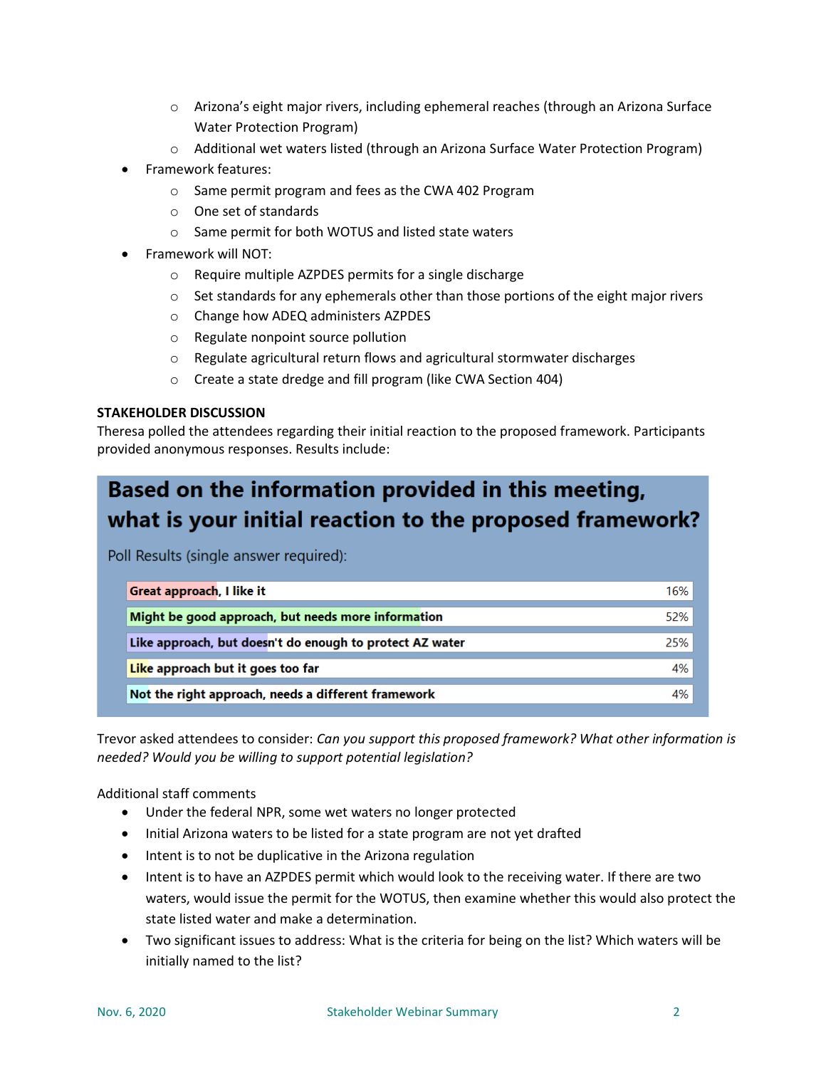- Arizona's eight major rivers, including ephemeral reaches (through an Arizona Surface Water Protection Program)
    - Additional wet waters listed (through an Arizona Surface Water Protection Program)
- Framework features:
    - Same permit program and fees as the CWA 402 Program
    - One set of standards
    - Same permit for both WOTUS and listed state waters
- Framework will NOT:
    - Require multiple AZPDES permits for a single discharge
    - Set standards for any ephemerals other than those portions of the eight major rivers
    - Change how ADEQ administers AZPDES
    - Regulate nonpoint source pollution
    - Regulate agricultural return flows and agricultural stormwater discharges
    - Create a state dredge and fill program (like CWA Section 404)

**STAKEHOLDER DISCUSSION**

Theresa polled the attendees regarding their initial reaction to the proposed framework. Participants provided anonymous responses. Results include:

**Based on the information provided in this meeting, what is your initial reaction to the proposed framework?**

Poll Results (single answer required):

| Response | % |
|---|---|
| Great approach, I like it | 16% |
| Might be good approach, but needs more information | 52% |
| Like approach, but doesn't do enough to protect AZ water | 25% |
| Like approach but it goes too far | 4% |
| Not the right approach, needs a different framework | 4% |

Trevor asked attendees to consider: *Can you support this proposed framework? What other information is needed? Would you be willing to support potential legislation?*

Additional staff comments

- Under the federal NPR, some wet waters no longer protected
- Initial Arizona waters to be listed for a state program are not yet drafted
- Intent is to not be duplicative in the Arizona regulation
- Intent is to have an AZPDES permit which would look to the receiving water. If there are two waters, would issue the permit for the WOTUS, then examine whether this would also protect the state listed water and make a determination.
- Two significant issues to address: What is the criteria for being on the list? Which waters will be initially named to the list?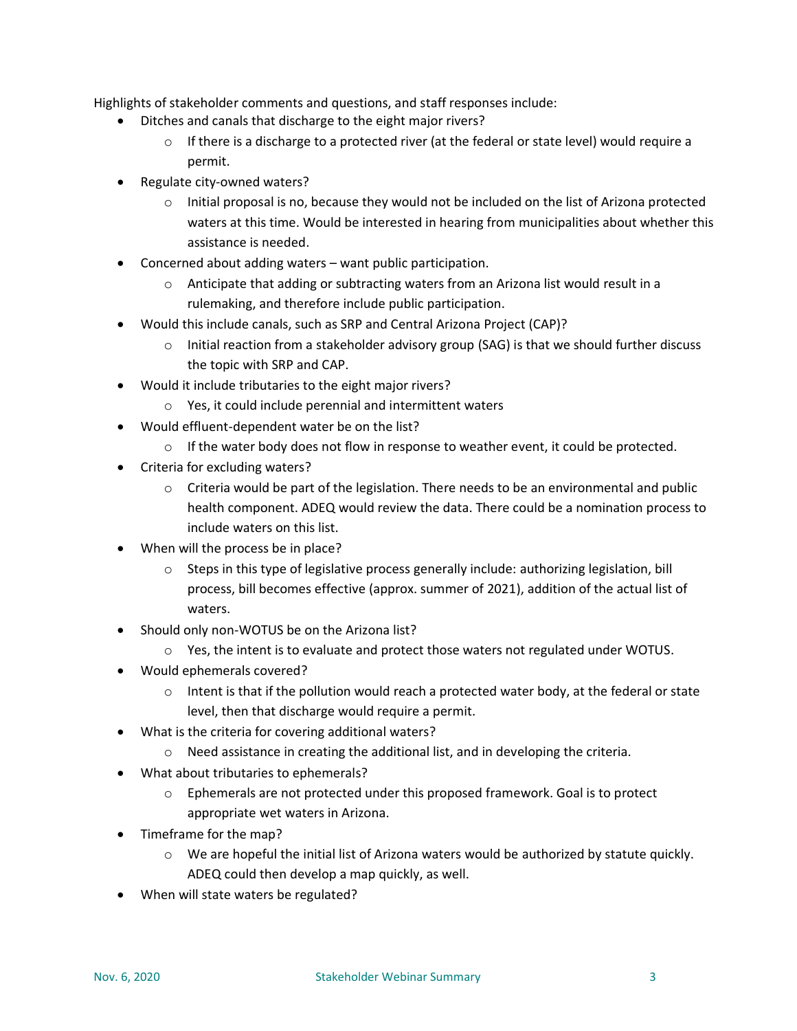Highlights of stakeholder comments and questions, and staff responses include:

- Ditches and canals that discharge to the eight major rivers?
  - If there is a discharge to a protected river (at the federal or state level) would require a permit.
- Regulate city-owned waters?
  - Initial proposal is no, because they would not be included on the list of Arizona protected waters at this time. Would be interested in hearing from municipalities about whether this assistance is needed.
- Concerned about adding waters – want public participation.
  - Anticipate that adding or subtracting waters from an Arizona list would result in a rulemaking, and therefore include public participation.
- Would this include canals, such as SRP and Central Arizona Project (CAP)?
  - Initial reaction from a stakeholder advisory group (SAG) is that we should further discuss the topic with SRP and CAP.
- Would it include tributaries to the eight major rivers?
  - Yes, it could include perennial and intermittent waters
- Would effluent-dependent water be on the list?
  - If the water body does not flow in response to weather event, it could be protected.
- Criteria for excluding waters?
  - Criteria would be part of the legislation. There needs to be an environmental and public health component. ADEQ would review the data. There could be a nomination process to include waters on this list.
- When will the process be in place?
  - Steps in this type of legislative process generally include: authorizing legislation, bill process, bill becomes effective (approx. summer of 2021), addition of the actual list of waters.
- Should only non-WOTUS be on the Arizona list?
  - Yes, the intent is to evaluate and protect those waters not regulated under WOTUS.
- Would ephemerals covered?
  - Intent is that if the pollution would reach a protected water body, at the federal or state level, then that discharge would require a permit.
- What is the criteria for covering additional waters?
  - Need assistance in creating the additional list, and in developing the criteria.
- What about tributaries to ephemerals?
  - Ephemerals are not protected under this proposed framework. Goal is to protect appropriate wet waters in Arizona.
- Timeframe for the map?
  - We are hopeful the initial list of Arizona waters would be authorized by statute quickly. ADEQ could then develop a map quickly, as well.
- When will state waters be regulated?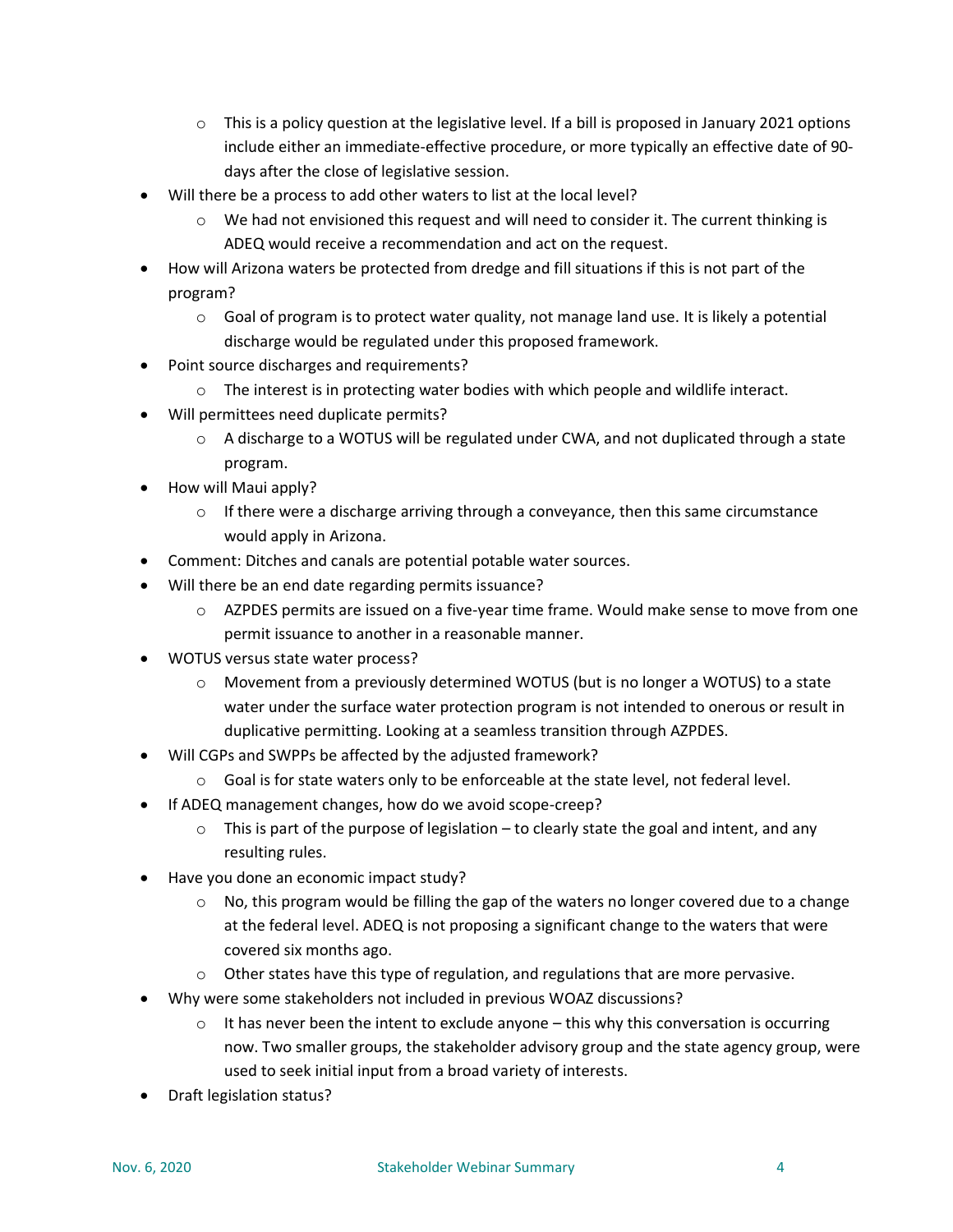- This is a policy question at the legislative level. If a bill is proposed in January 2021 options include either an immediate-effective procedure, or more typically an effective date of 90-days after the close of legislative session.
- Will there be a process to add other waters to list at the local level?
  - We had not envisioned this request and will need to consider it. The current thinking is ADEQ would receive a recommendation and act on the request.
- How will Arizona waters be protected from dredge and fill situations if this is not part of the program?
  - Goal of program is to protect water quality, not manage land use. It is likely a potential discharge would be regulated under this proposed framework.
- Point source discharges and requirements?
  - The interest is in protecting water bodies with which people and wildlife interact.
- Will permittees need duplicate permits?
  - A discharge to a WOTUS will be regulated under CWA, and not duplicated through a state program.
- How will Maui apply?
  - If there were a discharge arriving through a conveyance, then this same circumstance would apply in Arizona.
- Comment: Ditches and canals are potential potable water sources.
- Will there be an end date regarding permits issuance?
  - AZPDES permits are issued on a five-year time frame. Would make sense to move from one permit issuance to another in a reasonable manner.
- WOTUS versus state water process?
  - Movement from a previously determined WOTUS (but is no longer a WOTUS) to a state water under the surface water protection program is not intended to onerous or result in duplicative permitting. Looking at a seamless transition through AZPDES.
- Will CGPs and SWPPs be affected by the adjusted framework?
  - Goal is for state waters only to be enforceable at the state level, not federal level.
- If ADEQ management changes, how do we avoid scope-creep?
  - This is part of the purpose of legislation – to clearly state the goal and intent, and any resulting rules.
- Have you done an economic impact study?
  - No, this program would be filling the gap of the waters no longer covered due to a change at the federal level. ADEQ is not proposing a significant change to the waters that were covered six months ago.
  - Other states have this type of regulation, and regulations that are more pervasive.
- Why were some stakeholders not included in previous WOAZ discussions?
  - It has never been the intent to exclude anyone – this why this conversation is occurring now. Two smaller groups, the stakeholder advisory group and the state agency group, were used to seek initial input from a broad variety of interests.
- Draft legislation status?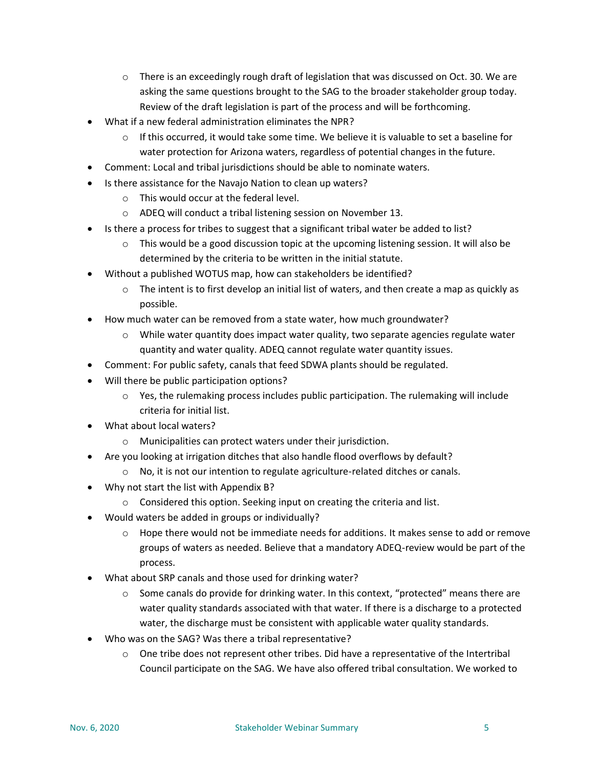- There is an exceedingly rough draft of legislation that was discussed on Oct. 30. We are asking the same questions brought to the SAG to the broader stakeholder group today. Review of the draft legislation is part of the process and will be forthcoming.
- What if a new federal administration eliminates the NPR?
    - If this occurred, it would take some time. We believe it is valuable to set a baseline for water protection for Arizona waters, regardless of potential changes in the future.
- Comment: Local and tribal jurisdictions should be able to nominate waters.
- Is there assistance for the Navajo Nation to clean up waters?
    - This would occur at the federal level.
    - ADEQ will conduct a tribal listening session on November 13.
- Is there a process for tribes to suggest that a significant tribal water be added to list?
    - This would be a good discussion topic at the upcoming listening session. It will also be determined by the criteria to be written in the initial statute.
- Without a published WOTUS map, how can stakeholders be identified?
    - The intent is to first develop an initial list of waters, and then create a map as quickly as possible.
- How much water can be removed from a state water, how much groundwater?
    - While water quantity does impact water quality, two separate agencies regulate water quantity and water quality. ADEQ cannot regulate water quantity issues.
- Comment: For public safety, canals that feed SDWA plants should be regulated.
- Will there be public participation options?
    - Yes, the rulemaking process includes public participation. The rulemaking will include criteria for initial list.
- What about local waters?
    - Municipalities can protect waters under their jurisdiction.
- Are you looking at irrigation ditches that also handle flood overflows by default?
    - No, it is not our intention to regulate agriculture-related ditches or canals.
- Why not start the list with Appendix B?
    - Considered this option. Seeking input on creating the criteria and list.
- Would waters be added in groups or individually?
    - Hope there would not be immediate needs for additions. It makes sense to add or remove groups of waters as needed. Believe that a mandatory ADEQ-review would be part of the process.
- What about SRP canals and those used for drinking water?
    - Some canals do provide for drinking water. In this context, "protected" means there are water quality standards associated with that water. If there is a discharge to a protected water, the discharge must be consistent with applicable water quality standards.
- Who was on the SAG? Was there a tribal representative?
    - One tribe does not represent other tribes. Did have a representative of the Intertribal Council participate on the SAG. We have also offered tribal consultation. We worked to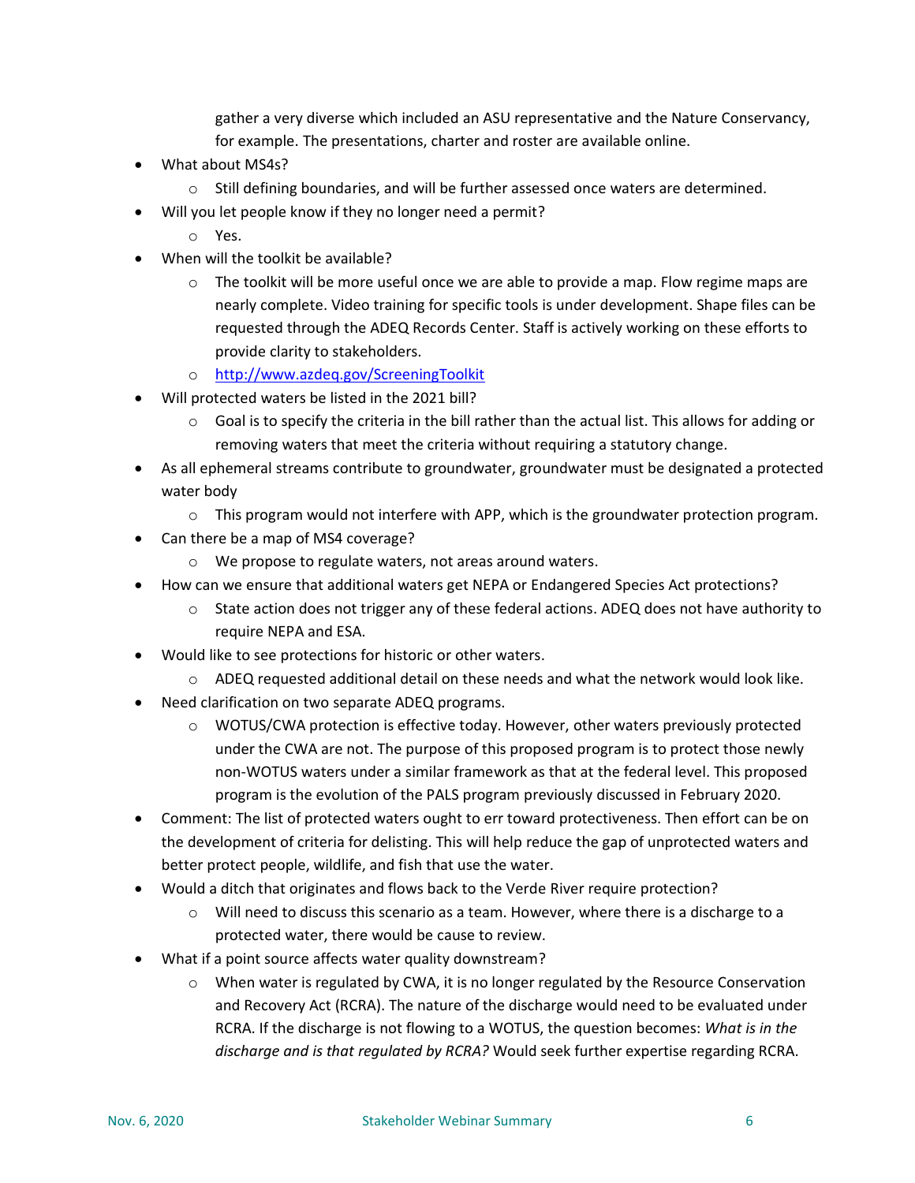gather a very diverse which included an ASU representative and the Nature Conservancy, for example. The presentations, charter and roster are available online.

- What about MS4s?
  - Still defining boundaries, and will be further assessed once waters are determined.
- Will you let people know if they no longer need a permit?
  - Yes.
- When will the toolkit be available?
  - The toolkit will be more useful once we are able to provide a map. Flow regime maps are nearly complete. Video training for specific tools is under development. Shape files can be requested through the ADEQ Records Center. Staff is actively working on these efforts to provide clarity to stakeholders.
  - [http://www.azdeq.gov/ScreeningToolkit](http://www.azdeq.gov/ScreeningToolkit)
- Will protected waters be listed in the 2021 bill?
  - Goal is to specify the criteria in the bill rather than the actual list. This allows for adding or removing waters that meet the criteria without requiring a statutory change.
- As all ephemeral streams contribute to groundwater, groundwater must be designated a protected water body
  - This program would not interfere with APP, which is the groundwater protection program.
- Can there be a map of MS4 coverage?
  - We propose to regulate waters, not areas around waters.
- How can we ensure that additional waters get NEPA or Endangered Species Act protections?
  - State action does not trigger any of these federal actions. ADEQ does not have authority to require NEPA and ESA.
- Would like to see protections for historic or other waters.
  - ADEQ requested additional detail on these needs and what the network would look like.
- Need clarification on two separate ADEQ programs.
  - WOTUS/CWA protection is effective today. However, other waters previously protected under the CWA are not. The purpose of this proposed program is to protect those newly non-WOTUS waters under a similar framework as that at the federal level. This proposed program is the evolution of the PALS program previously discussed in February 2020.
- Comment: The list of protected waters ought to err toward protectiveness. Then effort can be on the development of criteria for delisting. This will help reduce the gap of unprotected waters and better protect people, wildlife, and fish that use the water.
- Would a ditch that originates and flows back to the Verde River require protection?
  - Will need to discuss this scenario as a team. However, where there is a discharge to a protected water, there would be cause to review.
- What if a point source affects water quality downstream?
  - When water is regulated by CWA, it is no longer regulated by the Resource Conservation and Recovery Act (RCRA). The nature of the discharge would need to be evaluated under RCRA. If the discharge is not flowing to a WOTUS, the question becomes: *What is in the discharge and is that regulated by RCRA?* Would seek further expertise regarding RCRA.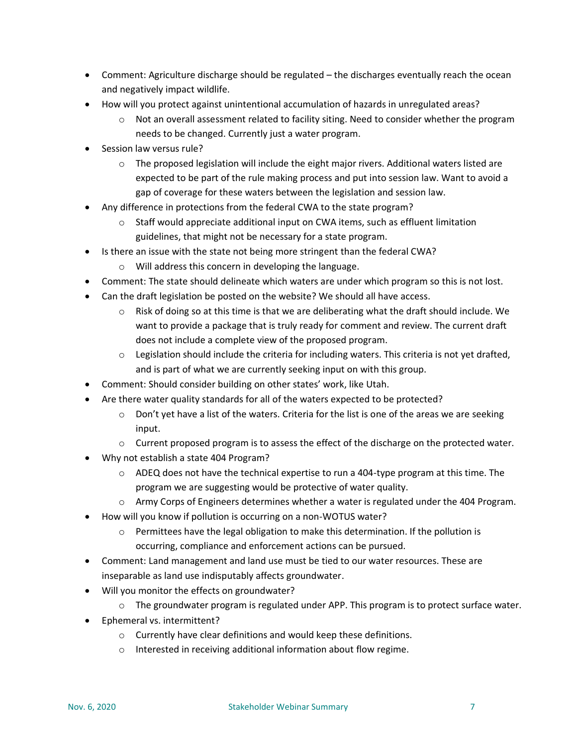- Comment: Agriculture discharge should be regulated – the discharges eventually reach the ocean and negatively impact wildlife.
- How will you protect against unintentional accumulation of hazards in unregulated areas?
  - Not an overall assessment related to facility siting. Need to consider whether the program needs to be changed. Currently just a water program.
- Session law versus rule?
  - The proposed legislation will include the eight major rivers. Additional waters listed are expected to be part of the rule making process and put into session law. Want to avoid a gap of coverage for these waters between the legislation and session law.
- Any difference in protections from the federal CWA to the state program?
  - Staff would appreciate additional input on CWA items, such as effluent limitation guidelines, that might not be necessary for a state program.
- Is there an issue with the state not being more stringent than the federal CWA?
  - Will address this concern in developing the language.
- Comment: The state should delineate which waters are under which program so this is not lost.
- Can the draft legislation be posted on the website? We should all have access.
  - Risk of doing so at this time is that we are deliberating what the draft should include. We want to provide a package that is truly ready for comment and review. The current draft does not include a complete view of the proposed program.
  - Legislation should include the criteria for including waters. This criteria is not yet drafted, and is part of what we are currently seeking input on with this group.
- Comment: Should consider building on other states' work, like Utah.
- Are there water quality standards for all of the waters expected to be protected?
  - Don't yet have a list of the waters. Criteria for the list is one of the areas we are seeking input.
  - Current proposed program is to assess the effect of the discharge on the protected water.
- Why not establish a state 404 Program?
  - ADEQ does not have the technical expertise to run a 404-type program at this time. The program we are suggesting would be protective of water quality.
  - Army Corps of Engineers determines whether a water is regulated under the 404 Program.
- How will you know if pollution is occurring on a non-WOTUS water?
  - Permittees have the legal obligation to make this determination. If the pollution is occurring, compliance and enforcement actions can be pursued.
- Comment: Land management and land use must be tied to our water resources. These are inseparable as land use indisputably affects groundwater.
- Will you monitor the effects on groundwater?
  - The groundwater program is regulated under APP. This program is to protect surface water.
- Ephemeral vs. intermittent?
  - Currently have clear definitions and would keep these definitions.
  - Interested in receiving additional information about flow regime.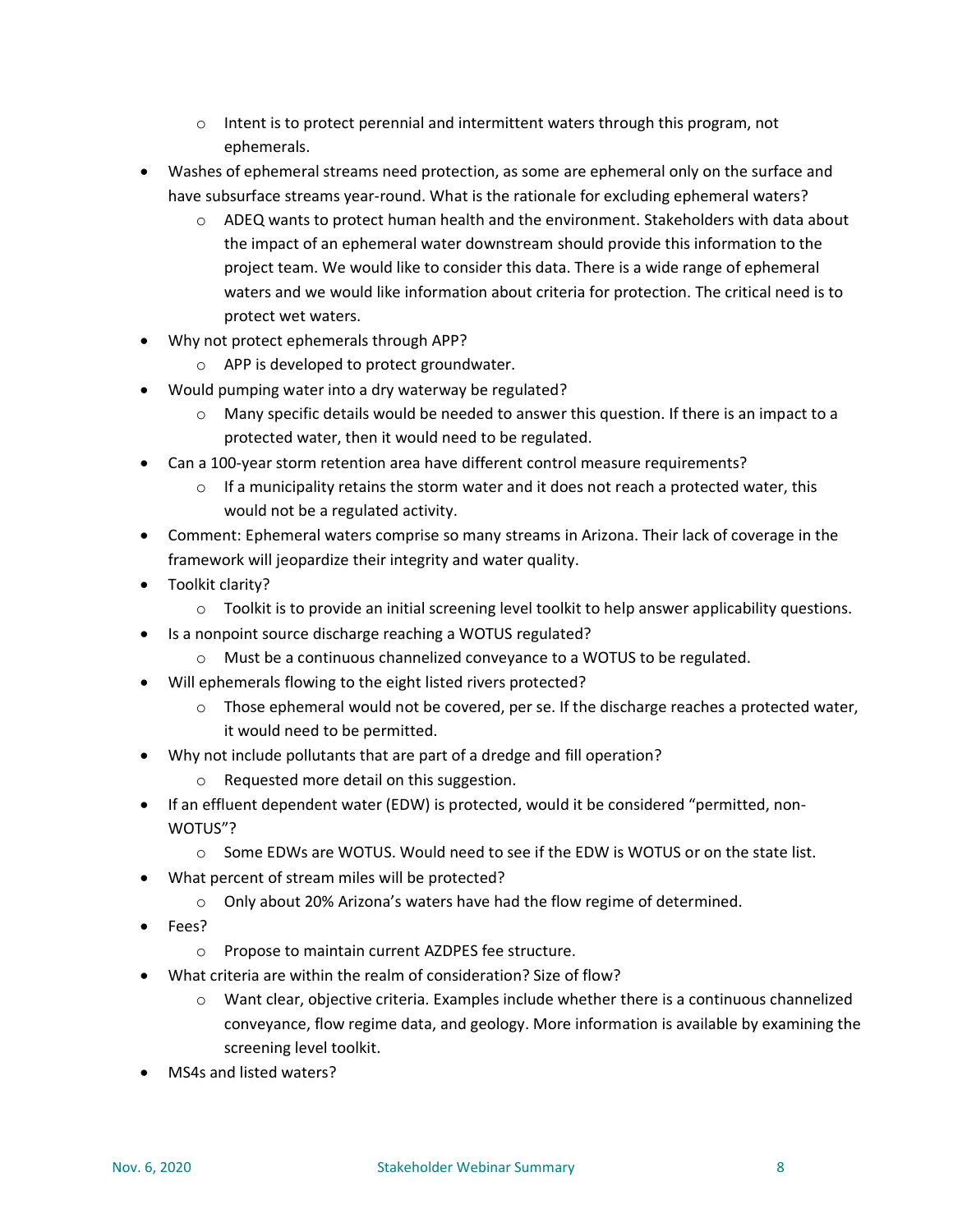- Intent is to protect perennial and intermittent waters through this program, not ephemerals.
- Washes of ephemeral streams need protection, as some are ephemeral only on the surface and have subsurface streams year-round. What is the rationale for excluding ephemeral waters?
    - ADEQ wants to protect human health and the environment. Stakeholders with data about the impact of an ephemeral water downstream should provide this information to the project team. We would like to consider this data. There is a wide range of ephemeral waters and we would like information about criteria for protection. The critical need is to protect wet waters.
- Why not protect ephemerals through APP?
    - APP is developed to protect groundwater.
- Would pumping water into a dry waterway be regulated?
    - Many specific details would be needed to answer this question. If there is an impact to a protected water, then it would need to be regulated.
- Can a 100-year storm retention area have different control measure requirements?
    - If a municipality retains the storm water and it does not reach a protected water, this would not be a regulated activity.
- Comment: Ephemeral waters comprise so many streams in Arizona. Their lack of coverage in the framework will jeopardize their integrity and water quality.
- Toolkit clarity?
    - Toolkit is to provide an initial screening level toolkit to help answer applicability questions.
- Is a nonpoint source discharge reaching a WOTUS regulated?
    - Must be a continuous channelized conveyance to a WOTUS to be regulated.
- Will ephemerals flowing to the eight listed rivers protected?
    - Those ephemeral would not be covered, per se. If the discharge reaches a protected water, it would need to be permitted.
- Why not include pollutants that are part of a dredge and fill operation?
    - Requested more detail on this suggestion.
- If an effluent dependent water (EDW) is protected, would it be considered "permitted, non-WOTUS"?
    - Some EDWs are WOTUS. Would need to see if the EDW is WOTUS or on the state list.
- What percent of stream miles will be protected?
    - Only about 20% Arizona's waters have had the flow regime of determined.
- Fees?
    - Propose to maintain current AZDPES fee structure.
- What criteria are within the realm of consideration? Size of flow?
    - Want clear, objective criteria. Examples include whether there is a continuous channelized conveyance, flow regime data, and geology. More information is available by examining the screening level toolkit.
- MS4s and listed waters?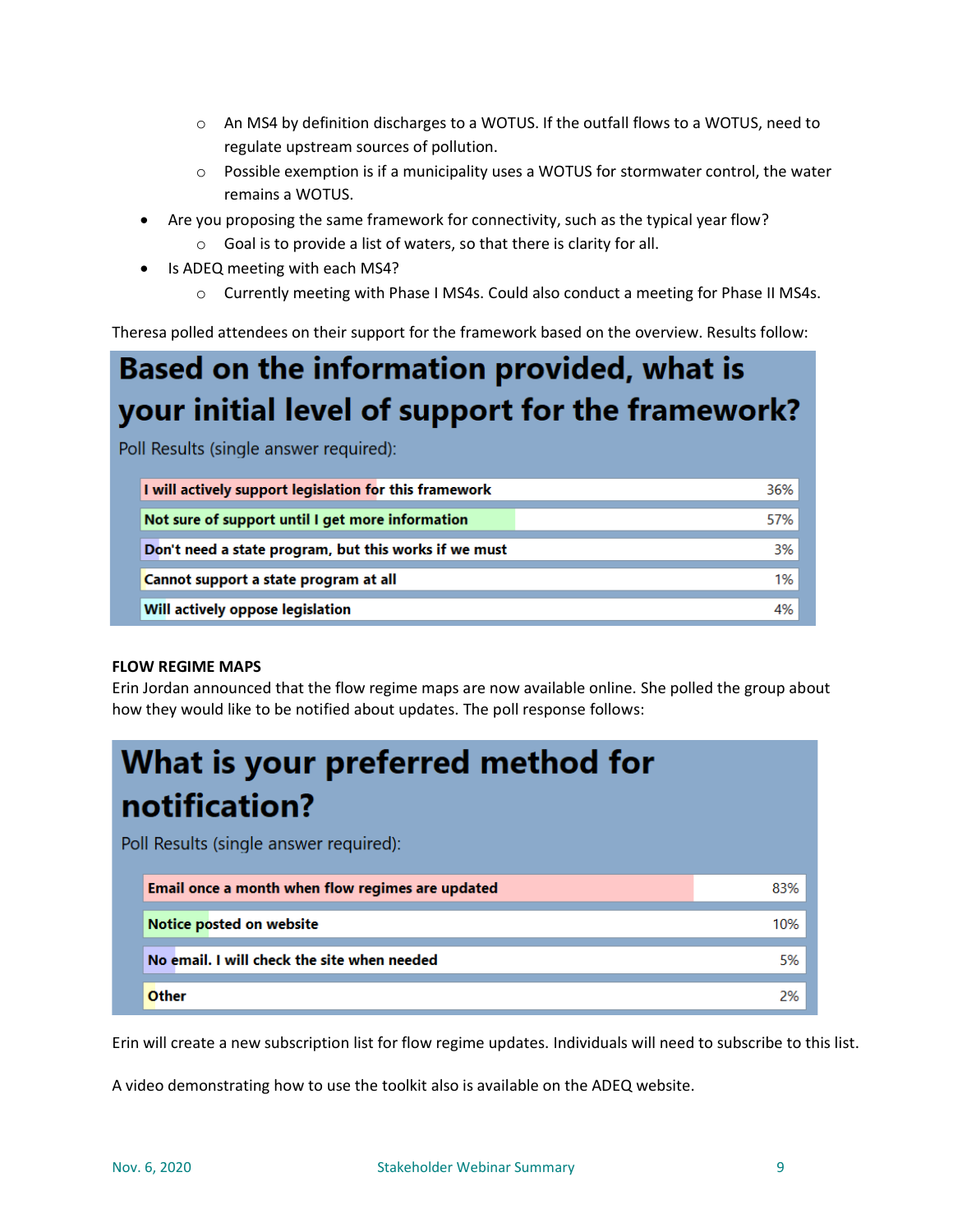- An MS4 by definition discharges to a WOTUS. If the outfall flows to a WOTUS, need to regulate upstream sources of pollution.
  - Possible exemption is if a municipality uses a WOTUS for stormwater control, the water remains a WOTUS.
- Are you proposing the same framework for connectivity, such as the typical year flow?
  - Goal is to provide a list of waters, so that there is clarity for all.
- Is ADEQ meeting with each MS4?
  - Currently meeting with Phase I MS4s. Could also conduct a meeting for Phase II MS4s.

Theresa polled attendees on their support for the framework based on the overview. Results follow:

**Based on the information provided, what is your initial level of support for the framework?**

Poll Results (single answer required):

| Response | % |
|---|---|
| I will actively support legislation for this framework | 36% |
| Not sure of support until I get more information | 57% |
| Don't need a state program, but this works if we must | 3% |
| Cannot support a state program at all | 1% |
| Will actively oppose legislation | 4% |

**FLOW REGIME MAPS**

Erin Jordan announced that the flow regime maps are now available online. She polled the group about how they would like to be notified about updates. The poll response follows:

**What is your preferred method for notification?**

Poll Results (single answer required):

| Response | % |
|---|---|
| Email once a month when flow regimes are updated | 83% |
| Notice posted on website | 10% |
| No email. I will check the site when needed | 5% |
| Other | 2% |

Erin will create a new subscription list for flow regime updates. Individuals will need to subscribe to this list.

A video demonstrating how to use the toolkit also is available on the ADEQ website.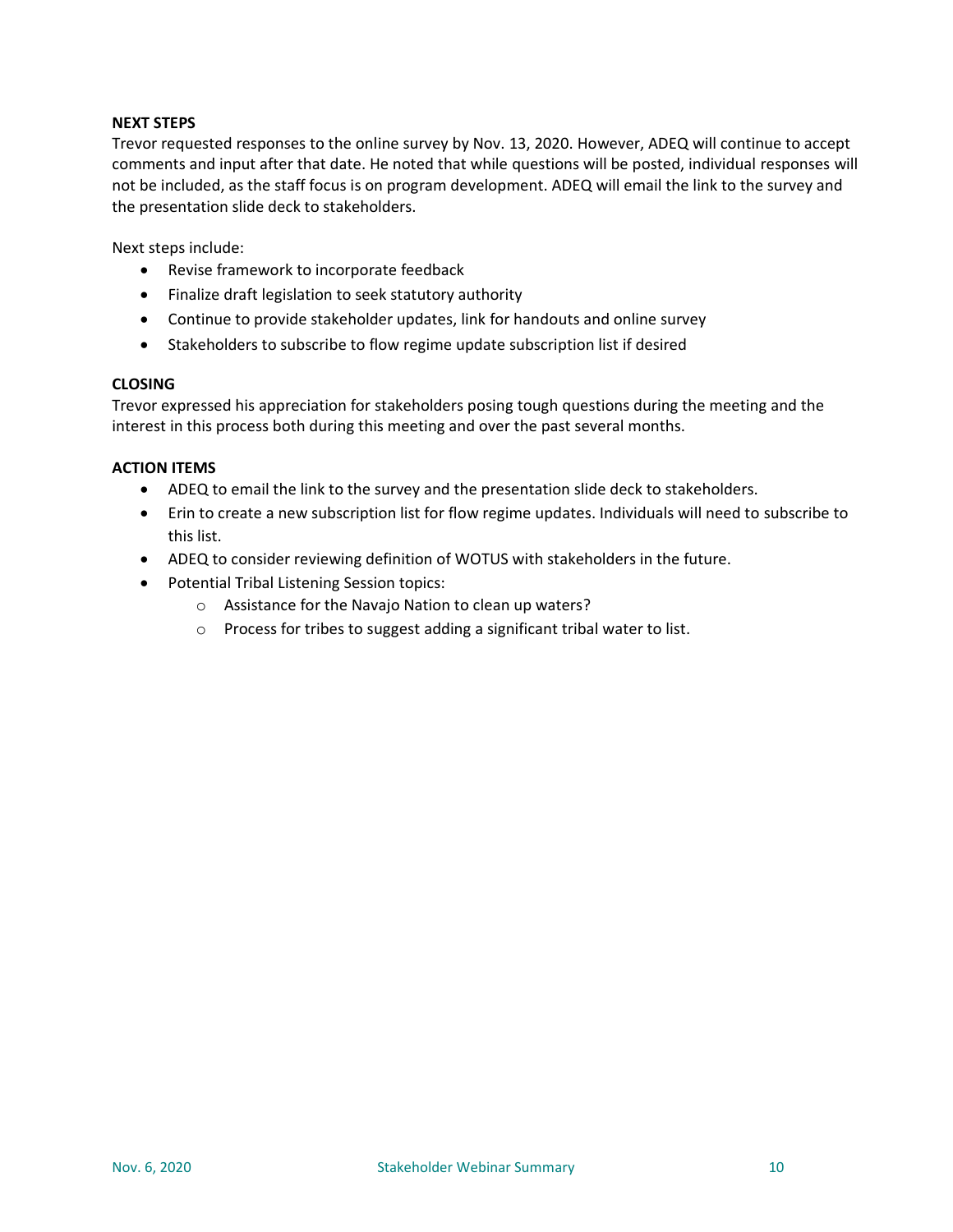## NEXT STEPS

Trevor requested responses to the online survey by Nov. 13, 2020. However, ADEQ will continue to accept comments and input after that date. He noted that while questions will be posted, individual responses will not be included, as the staff focus is on program development. ADEQ will email the link to the survey and the presentation slide deck to stakeholders.

Next steps include:

- Revise framework to incorporate feedback
- Finalize draft legislation to seek statutory authority
- Continue to provide stakeholder updates, link for handouts and online survey
- Stakeholders to subscribe to flow regime update subscription list if desired

## CLOSING

Trevor expressed his appreciation for stakeholders posing tough questions during the meeting and the interest in this process both during this meeting and over the past several months.

## ACTION ITEMS

- ADEQ to email the link to the survey and the presentation slide deck to stakeholders.
- Erin to create a new subscription list for flow regime updates. Individuals will need to subscribe to this list.
- ADEQ to consider reviewing definition of WOTUS with stakeholders in the future.
- Potential Tribal Listening Session topics:
  - Assistance for the Navajo Nation to clean up waters?
  - Process for tribes to suggest adding a significant tribal water to list.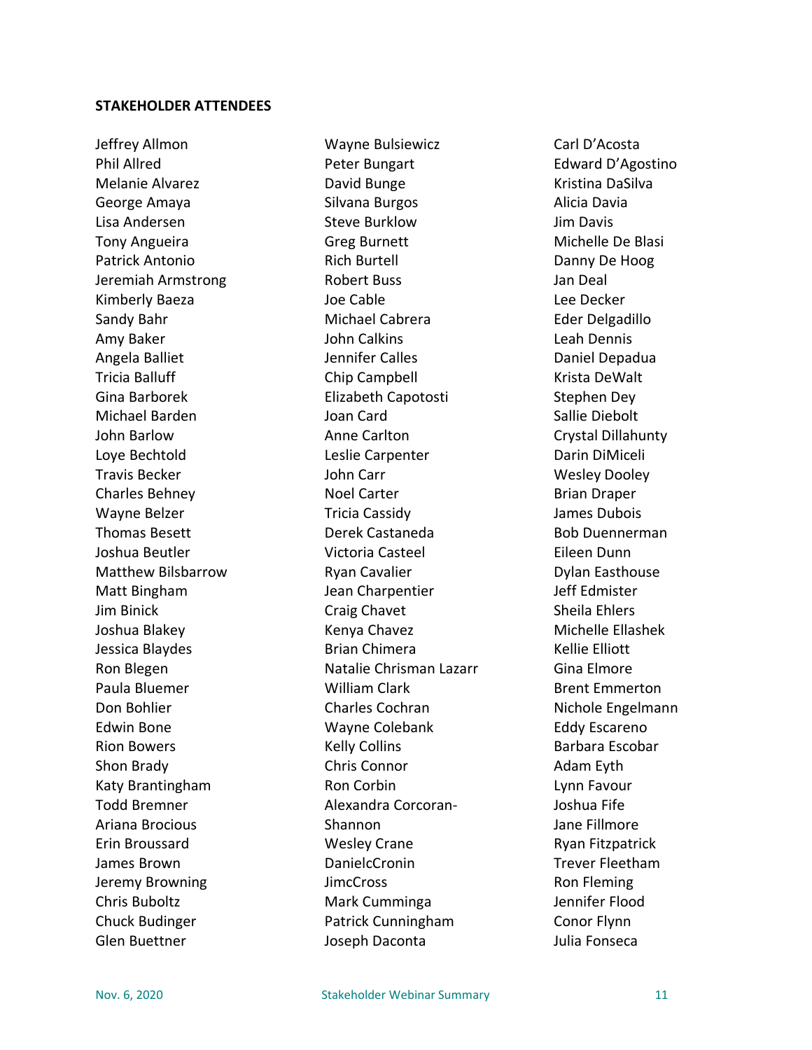**STAKEHOLDER ATTENDEES**

Jeffrey Allmon
Phil Allred
Melanie Alvarez
George Amaya
Lisa Andersen
Tony Angueira
Patrick Antonio
Jeremiah Armstrong
Kimberly Baeza
Sandy Bahr
Amy Baker
Angela Balliet
Tricia Balluff
Gina Barborek
Michael Barden
John Barlow
Loye Bechtold
Travis Becker
Charles Behney
Wayne Belzer
Thomas Besett
Joshua Beutler
Matthew Bilsbarrow
Matt Bingham
Jim Binick
Joshua Blakey
Jessica Blaydes
Ron Blegen
Paula Bluemer
Don Bohlier
Edwin Bone
Rion Bowers
Shon Brady
Katy Brantingham
Todd Bremner
Ariana Brocious
Erin Broussard
James Brown
Jeremy Browning
Chris Buboltz
Chuck Budinger
Glen Buettner
Wayne Bulsiewicz
Peter Bungart
David Bunge
Silvana Burgos
Steve Burklow
Greg Burnett
Rich Burtell
Robert Buss
Joe Cable
Michael Cabrera
John Calkins
Jennifer Calles
Chip Campbell
Elizabeth Capotosti
Joan Card
Anne Carlton
Leslie Carpenter
John Carr
Noel Carter
Tricia Cassidy
Derek Castaneda
Victoria Casteel
Ryan Cavalier
Jean Charpentier
Craig Chavet
Kenya Chavez
Brian Chimera
Natalie Chrisman Lazarr
William Clark
Charles Cochran
Wayne Colebank
Kelly Collins
Chris Connor
Ron Corbin
Alexandra Corcoran-Shannon
Wesley Crane
DanielcCronin
JimcCross
Mark Cumminga
Patrick Cunningham
Joseph Daconta
Carl D'Acosta
Edward D'Agostino
Kristina DaSilva
Alicia Davia
Jim Davis
Michelle De Blasi
Danny De Hoog
Jan Deal
Lee Decker
Eder Delgadillo
Leah Dennis
Daniel Depadua
Krista DeWalt
Stephen Dey
Sallie Diebolt
Crystal Dillahunty
Darin DiMiceli
Wesley Dooley
Brian Draper
James Dubois
Bob Duennerman
Eileen Dunn
Dylan Easthouse
Jeff Edmister
Sheila Ehlers
Michelle Ellashek
Kellie Elliott
Gina Elmore
Brent Emmerton
Nichole Engelmann
Eddy Escareno
Barbara Escobar
Adam Eyth
Lynn Favour
Joshua Fife
Jane Fillmore
Ryan Fitzpatrick
Trever Fleetham
Ron Fleming
Jennifer Flood
Conor Flynn
Julia Fonseca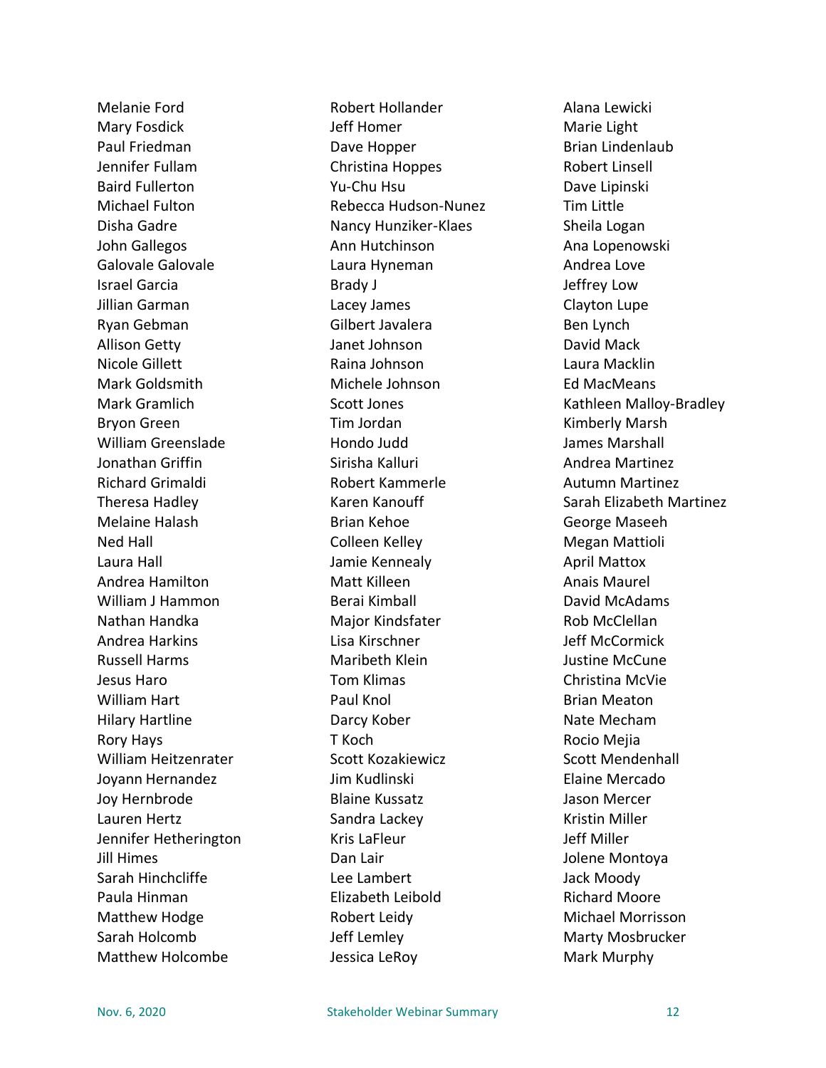Melanie Ford
Mary Fosdick
Paul Friedman
Jennifer Fullam
Baird Fullerton
Michael Fulton
Disha Gadre
John Gallegos
Galovale Galovale
Israel Garcia
Jillian Garman
Ryan Gebman
Allison Getty
Nicole Gillett
Mark Goldsmith
Mark Gramlich
Bryon Green
William Greenslade
Jonathan Griffin
Richard Grimaldi
Theresa Hadley
Melaine Halash
Ned Hall
Laura Hall
Andrea Hamilton
William J Hammon
Nathan Handka
Andrea Harkins
Russell Harms
Jesus Haro
William Hart
Hilary Hartline
Rory Hays
William Heitzenrater
Joyann Hernandez
Joy Hernbrode
Lauren Hertz
Jennifer Hetherington
Jill Himes
Sarah Hinchcliffe
Paula Hinman
Matthew Hodge
Sarah Holcomb
Matthew Holcombe
Robert Hollander
Jeff Homer
Dave Hopper
Christina Hoppes
Yu-Chu Hsu
Rebecca Hudson-Nunez
Nancy Hunziker-Klaes
Ann Hutchinson
Laura Hyneman
Brady J
Lacey James
Gilbert Javalera
Janet Johnson
Raina Johnson
Michele Johnson
Scott Jones
Tim Jordan
Hondo Judd
Sirisha Kalluri
Robert Kammerle
Karen Kanouff
Brian Kehoe
Colleen Kelley
Jamie Kennealy
Matt Killeen
Berai Kimball
Major Kindsfater
Lisa Kirschner
Maribeth Klein
Tom Klimas
Paul Knol
Darcy Kober
T Koch
Scott Kozakiewicz
Jim Kudlinski
Blaine Kussatz
Sandra Lackey
Kris LaFleur
Dan Lair
Lee Lambert
Elizabeth Leibold
Robert Leidy
Jeff Lemley
Jessica LeRoy
Alana Lewicki
Marie Light
Brian Lindenlaub
Robert Linsell
Dave Lipinski
Tim Little
Sheila Logan
Ana Lopenowski
Andrea Love
Jeffrey Low
Clayton Lupe
Ben Lynch
David Mack
Laura Macklin
Ed MacMeans
Kathleen Malloy-Bradley
Kimberly Marsh
James Marshall
Andrea Martinez
Autumn Martinez
Sarah Elizabeth Martinez
George Maseeh
Megan Mattioli
April Mattox
Anais Maurel
David McAdams
Rob McClellan
Jeff McCormick
Justine McCune
Christina McVie
Brian Meaton
Nate Mecham
Rocio Mejia
Scott Mendenhall
Elaine Mercado
Jason Mercer
Kristin Miller
Jeff Miller
Jolene Montoya
Jack Moody
Richard Moore
Michael Morrisson
Marty Mosbrucker
Mark Murphy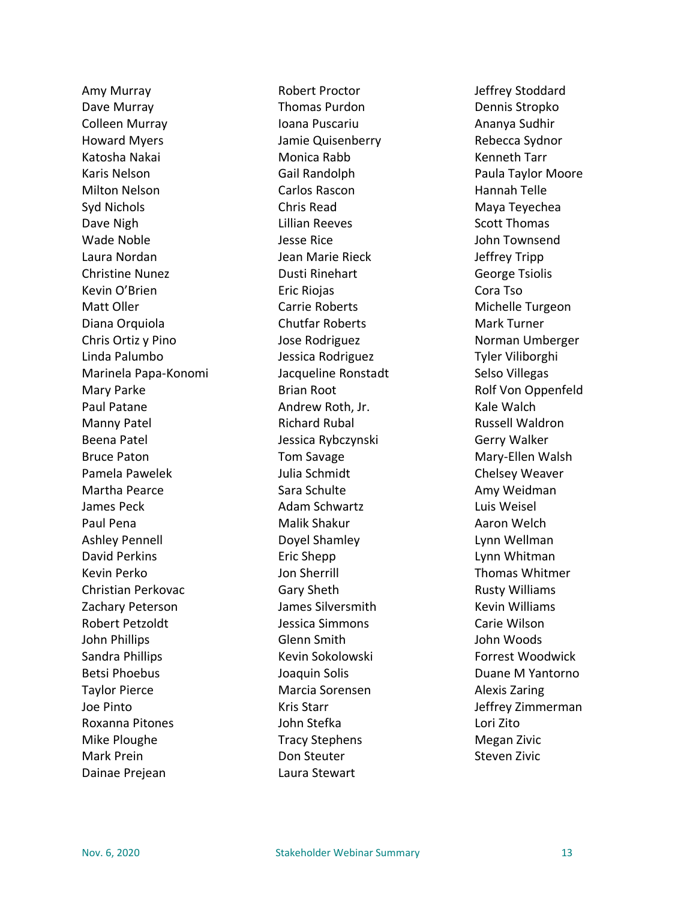Amy Murray
Dave Murray
Colleen Murray
Howard Myers
Katosha Nakai
Karis Nelson
Milton Nelson
Syd Nichols
Dave Nigh
Wade Noble
Laura Nordan
Christine Nunez
Kevin O'Brien
Matt Oller
Diana Orquiola
Chris Ortiz y Pino
Linda Palumbo
Marinela Papa-Konomi
Mary Parke
Paul Patane
Manny Patel
Beena Patel
Bruce Paton
Pamela Pawelek
Martha Pearce
James Peck
Paul Pena
Ashley Pennell
David Perkins
Kevin Perko
Christian Perkovac
Zachary Peterson
Robert Petzoldt
John Phillips
Sandra Phillips
Betsi Phoebus
Taylor Pierce
Joe Pinto
Roxanna Pitones
Mike Ploughe
Mark Prein
Dainae Prejean
Robert Proctor
Thomas Purdon
Ioana Puscariu
Jamie Quisenberry
Monica Rabb
Gail Randolph
Carlos Rascon
Chris Read
Lillian Reeves
Jesse Rice
Jean Marie Rieck
Dusti Rinehart
Eric Riojas
Carrie Roberts
Chutfar Roberts
Jose Rodriguez
Jessica Rodriguez
Jacqueline Ronstadt
Brian Root
Andrew Roth, Jr.
Richard Rubal
Jessica Rybczynski
Tom Savage
Julia Schmidt
Sara Schulte
Adam Schwartz
Malik Shakur
Doyel Shamley
Eric Shepp
Jon Sherrill
Gary Sheth
James Silversmith
Jessica Simmons
Glenn Smith
Kevin Sokolowski
Joaquin Solis
Marcia Sorensen
Kris Starr
John Stefka
Tracy Stephens
Don Steuter
Laura Stewart
Jeffrey Stoddard
Dennis Stropko
Ananya Sudhir
Rebecca Sydnor
Kenneth Tarr
Paula Taylor Moore
Hannah Telle
Maya Teyechea
Scott Thomas
John Townsend
Jeffrey Tripp
George Tsiolis
Cora Tso
Michelle Turgeon
Mark Turner
Norman Umberger
Tyler Viliborghi
Selso Villegas
Rolf Von Oppenfeld
Kale Walch
Russell Waldron
Gerry Walker
Mary-Ellen Walsh
Chelsey Weaver
Amy Weidman
Luis Weisel
Aaron Welch
Lynn Wellman
Lynn Whitman
Thomas Whitmer
Rusty Williams
Kevin Williams
Carie Wilson
John Woods
Forrest Woodwick
Duane M Yantorno
Alexis Zaring
Jeffrey Zimmerman
Lori Zito
Megan Zivic
Steven Zivic